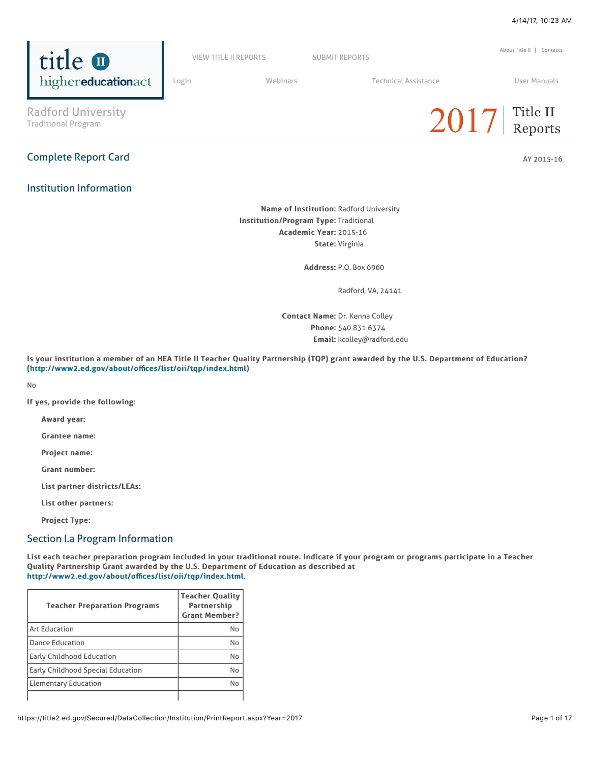# Radford University

Traditional Program

2017 Title II Reports

## Complete Report Card

AY 2015-16

## Institution Information

**Name of Institution:** Radford University
**Institution/Program Type:** Traditional
**Academic Year:** 2015-16
**State:** Virginia

**Address:** P.O. Box 6960

Radford, VA, 24141

**Contact Name:** Dr. Kenna Colley
**Phone:** 540 831 6374
**Email:** kcolley@radford.edu

**Is your institution a member of an HEA Title II Teacher Quality Partnership (TQP) grant awarded by the U.S. Department of Education? (http://www2.ed.gov/about/offices/list/oii/tqp/index.html)**

No

**If yes, provide the following:**

**Award year:**

**Grantee name:**

**Project name:**

**Grant number:**

**List partner districts/LEAs:**

**List other partners:**

**Project Type:**

## Section I.a Program Information

**List each teacher preparation program included in your traditional route. Indicate if your program or programs participate in a Teacher Quality Partnership Grant awarded by the U.S. Department of Education as described at http://www2.ed.gov/about/offices/list/oii/tqp/index.html.**

| Teacher Preparation Programs | Teacher Quality Partnership Grant Member? |
|---|---|
| Art Education | No |
| Dance Education | No |
| Early Childhood Education | No |
| Early Childhood Special Education | No |
| Elementary Education | No |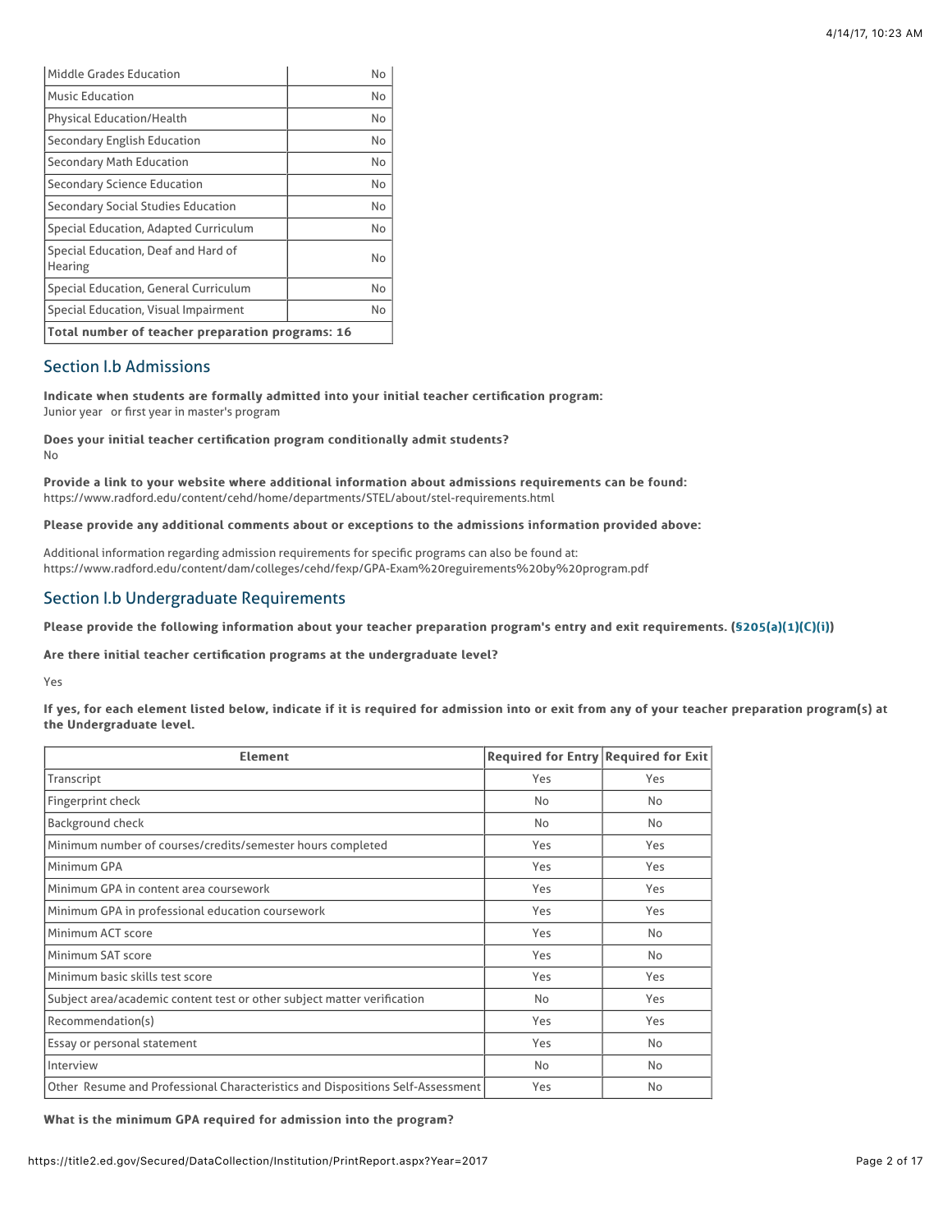| | |
|---|---|
| Middle Grades Education | No |
| Music Education | No |
| Physical Education/Health | No |
| Secondary English Education | No |
| Secondary Math Education | No |
| Secondary Science Education | No |
| Secondary Social Studies Education | No |
| Special Education, Adapted Curriculum | No |
| Special Education, Deaf and Hard of Hearing | No |
| Special Education, General Curriculum | No |
| Special Education, Visual Impairment | No |
| **Total number of teacher preparation programs: 16** | |

## Section I.b Admissions

**Indicate when students are formally admitted into your initial teacher certification program:**
Junior year or first year in master's program

**Does your initial teacher certification program conditionally admit students?**
No

**Provide a link to your website where additional information about admissions requirements can be found:**
https://www.radford.edu/content/cehd/home/departments/STEL/about/stel-requirements.html

**Please provide any additional comments about or exceptions to the admissions information provided above:**

Additional information regarding admission requirements for specific programs can also be found at:
https://www.radford.edu/content/dam/colleges/cehd/fexp/GPA-Exam%20reguirements%20by%20program.pdf

## Section I.b Undergraduate Requirements

**Please provide the following information about your teacher preparation program's entry and exit requirements. (§205(a)(1)(C)(i))**

**Are there initial teacher certification programs at the undergraduate level?**

Yes

**If yes, for each element listed below, indicate if it is required for admission into or exit from any of your teacher preparation program(s) at the Undergraduate level.**

| Element | Required for Entry | Required for Exit |
|---|---|---|
| Transcript | Yes | Yes |
| Fingerprint check | No | No |
| Background check | No | No |
| Minimum number of courses/credits/semester hours completed | Yes | Yes |
| Minimum GPA | Yes | Yes |
| Minimum GPA in content area coursework | Yes | Yes |
| Minimum GPA in professional education coursework | Yes | Yes |
| Minimum ACT score | Yes | No |
| Minimum SAT score | Yes | No |
| Minimum basic skills test score | Yes | Yes |
| Subject area/academic content test or other subject matter verification | No | Yes |
| Recommendation(s) | Yes | Yes |
| Essay or personal statement | Yes | No |
| Interview | No | No |
| Other Resume and Professional Characteristics and Dispositions Self-Assessment | Yes | No |

**What is the minimum GPA required for admission into the program?**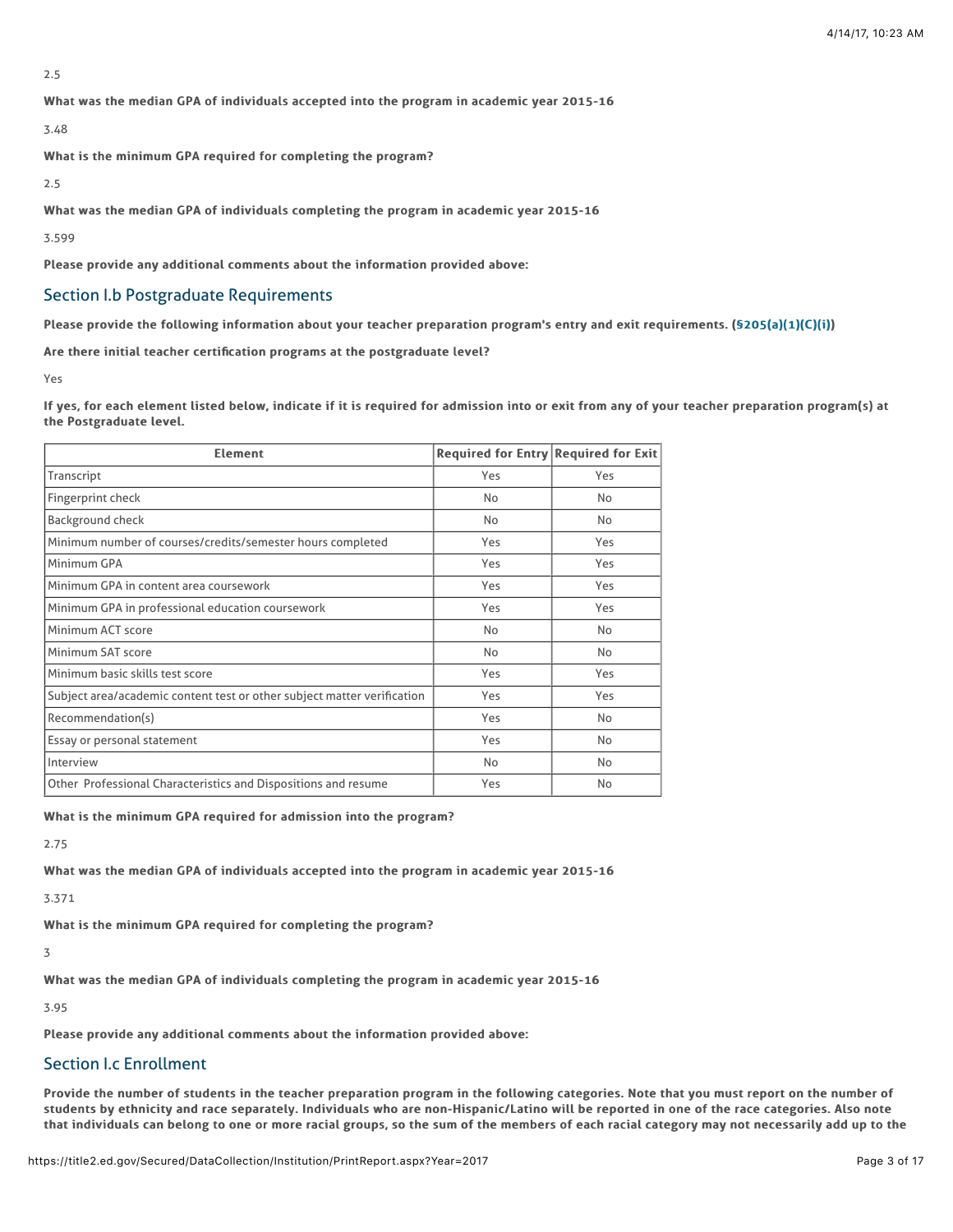2.5

**What was the median GPA of individuals accepted into the program in academic year 2015-16**

3.48

**What is the minimum GPA required for completing the program?**

2.5

**What was the median GPA of individuals completing the program in academic year 2015-16**

3.599

**Please provide any additional comments about the information provided above:**

## Section I.b Postgraduate Requirements

**Please provide the following information about your teacher preparation program's entry and exit requirements. (§205(a)(1)(C)(i))**

**Are there initial teacher certification programs at the postgraduate level?**

Yes

**If yes, for each element listed below, indicate if it is required for admission into or exit from any of your teacher preparation program(s) at the Postgraduate level.**

| Element | Required for Entry | Required for Exit |
|---|---|---|
| Transcript | Yes | Yes |
| Fingerprint check | No | No |
| Background check | No | No |
| Minimum number of courses/credits/semester hours completed | Yes | Yes |
| Minimum GPA | Yes | Yes |
| Minimum GPA in content area coursework | Yes | Yes |
| Minimum GPA in professional education coursework | Yes | Yes |
| Minimum ACT score | No | No |
| Minimum SAT score | No | No |
| Minimum basic skills test score | Yes | Yes |
| Subject area/academic content test or other subject matter verification | Yes | Yes |
| Recommendation(s) | Yes | No |
| Essay or personal statement | Yes | No |
| Interview | No | No |
| Other Professional Characteristics and Dispositions and resume | Yes | No |

**What is the minimum GPA required for admission into the program?**

2.75

**What was the median GPA of individuals accepted into the program in academic year 2015-16**

3.371

**What is the minimum GPA required for completing the program?**

3

**What was the median GPA of individuals completing the program in academic year 2015-16**

3.95

**Please provide any additional comments about the information provided above:**

## Section I.c Enrollment

**Provide the number of students in the teacher preparation program in the following categories. Note that you must report on the number of students by ethnicity and race separately. Individuals who are non-Hispanic/Latino will be reported in one of the race categories. Also note that individuals can belong to one or more racial groups, so the sum of the members of each racial category may not necessarily add up to the**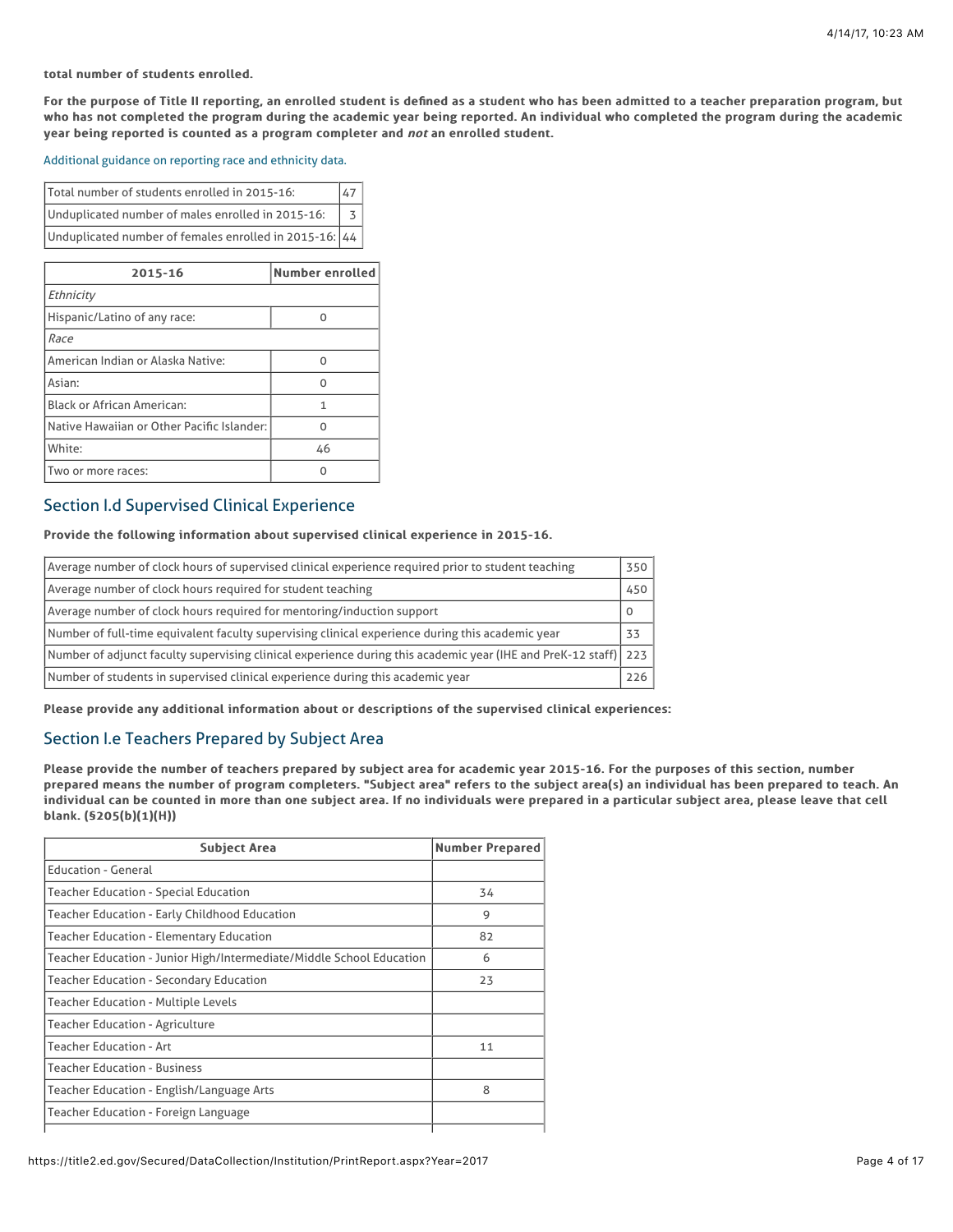**total number of students enrolled.**

**For the purpose of Title II reporting, an enrolled student is defined as a student who has been admitted to a teacher preparation program, but who has not completed the program during the academic year being reported. An individual who completed the program during the academic year being reported is counted as a program completer and *not* an enrolled student.**

Additional guidance on reporting race and ethnicity data.

| | |
|---|---|
| Total number of students enrolled in 2015-16: | 47 |
| Unduplicated number of males enrolled in 2015-16: | 3 |
| Unduplicated number of females enrolled in 2015-16: | 44 |

| 2015-16 | Number enrolled |
|---|---|
| *Ethnicity* | |
| Hispanic/Latino of any race: | 0 |
| *Race* | |
| American Indian or Alaska Native: | 0 |
| Asian: | 0 |
| Black or African American: | 1 |
| Native Hawaiian or Other Pacific Islander: | 0 |
| White: | 46 |
| Two or more races: | 0 |

## Section I.d Supervised Clinical Experience

**Provide the following information about supervised clinical experience in 2015-16.**

| | |
|---|---|
| Average number of clock hours of supervised clinical experience required prior to student teaching | 350 |
| Average number of clock hours required for student teaching | 450 |
| Average number of clock hours required for mentoring/induction support | 0 |
| Number of full-time equivalent faculty supervising clinical experience during this academic year | 33 |
| Number of adjunct faculty supervising clinical experience during this academic year (IHE and PreK-12 staff) | 223 |
| Number of students in supervised clinical experience during this academic year | 226 |

**Please provide any additional information about or descriptions of the supervised clinical experiences:**

## Section I.e Teachers Prepared by Subject Area

**Please provide the number of teachers prepared by subject area for academic year 2015-16. For the purposes of this section, number prepared means the number of program completers. "Subject area" refers to the subject area(s) an individual has been prepared to teach. An individual can be counted in more than one subject area. If no individuals were prepared in a particular subject area, please leave that cell blank. (§205(b)(1)(H))**

| Subject Area | Number Prepared |
|---|---|
| Education - General | |
| Teacher Education - Special Education | 34 |
| Teacher Education - Early Childhood Education | 9 |
| Teacher Education - Elementary Education | 82 |
| Teacher Education - Junior High/Intermediate/Middle School Education | 6 |
| Teacher Education - Secondary Education | 23 |
| Teacher Education - Multiple Levels | |
| Teacher Education - Agriculture | |
| Teacher Education - Art | 11 |
| Teacher Education - Business | |
| Teacher Education - English/Language Arts | 8 |
| Teacher Education - Foreign Language | |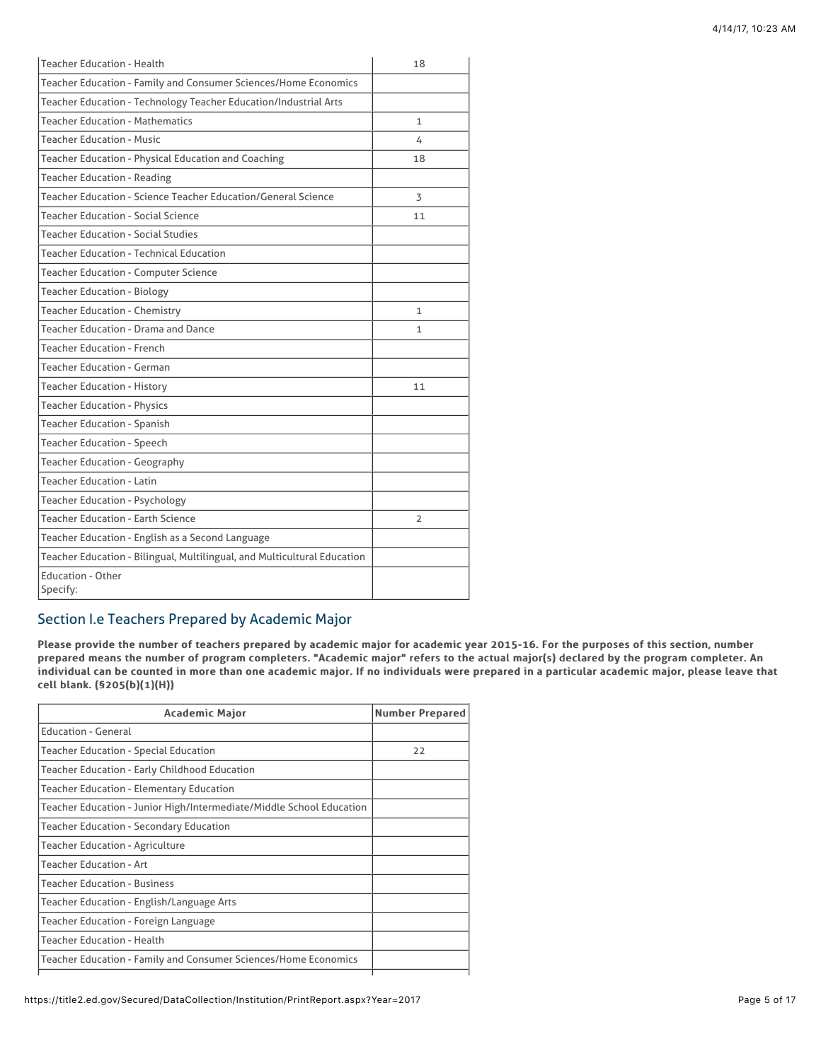| | |
|---|---|
| Teacher Education - Health | 18 |
| Teacher Education - Family and Consumer Sciences/Home Economics | |
| Teacher Education - Technology Teacher Education/Industrial Arts | |
| Teacher Education - Mathematics | 1 |
| Teacher Education - Music | 4 |
| Teacher Education - Physical Education and Coaching | 18 |
| Teacher Education - Reading | |
| Teacher Education - Science Teacher Education/General Science | 3 |
| Teacher Education - Social Science | 11 |
| Teacher Education - Social Studies | |
| Teacher Education - Technical Education | |
| Teacher Education - Computer Science | |
| Teacher Education - Biology | |
| Teacher Education - Chemistry | 1 |
| Teacher Education - Drama and Dance | 1 |
| Teacher Education - French | |
| Teacher Education - German | |
| Teacher Education - History | 11 |
| Teacher Education - Physics | |
| Teacher Education - Spanish | |
| Teacher Education - Speech | |
| Teacher Education - Geography | |
| Teacher Education - Latin | |
| Teacher Education - Psychology | |
| Teacher Education - Earth Science | 2 |
| Teacher Education - English as a Second Language | |
| Teacher Education - Bilingual, Multilingual, and Multicultural Education | |
| Education - Other Specify: | |

## Section I.e Teachers Prepared by Academic Major

**Please provide the number of teachers prepared by academic major for academic year 2015-16. For the purposes of this section, number prepared means the number of program completers. "Academic major" refers to the actual major(s) declared by the program completer. An individual can be counted in more than one academic major. If no individuals were prepared in a particular academic major, please leave that cell blank. (§205(b)(1)(H))**

| Academic Major | Number Prepared |
|---|---|
| Education - General | |
| Teacher Education - Special Education | 22 |
| Teacher Education - Early Childhood Education | |
| Teacher Education - Elementary Education | |
| Teacher Education - Junior High/Intermediate/Middle School Education | |
| Teacher Education - Secondary Education | |
| Teacher Education - Agriculture | |
| Teacher Education - Art | |
| Teacher Education - Business | |
| Teacher Education - English/Language Arts | |
| Teacher Education - Foreign Language | |
| Teacher Education - Health | |
| Teacher Education - Family and Consumer Sciences/Home Economics | |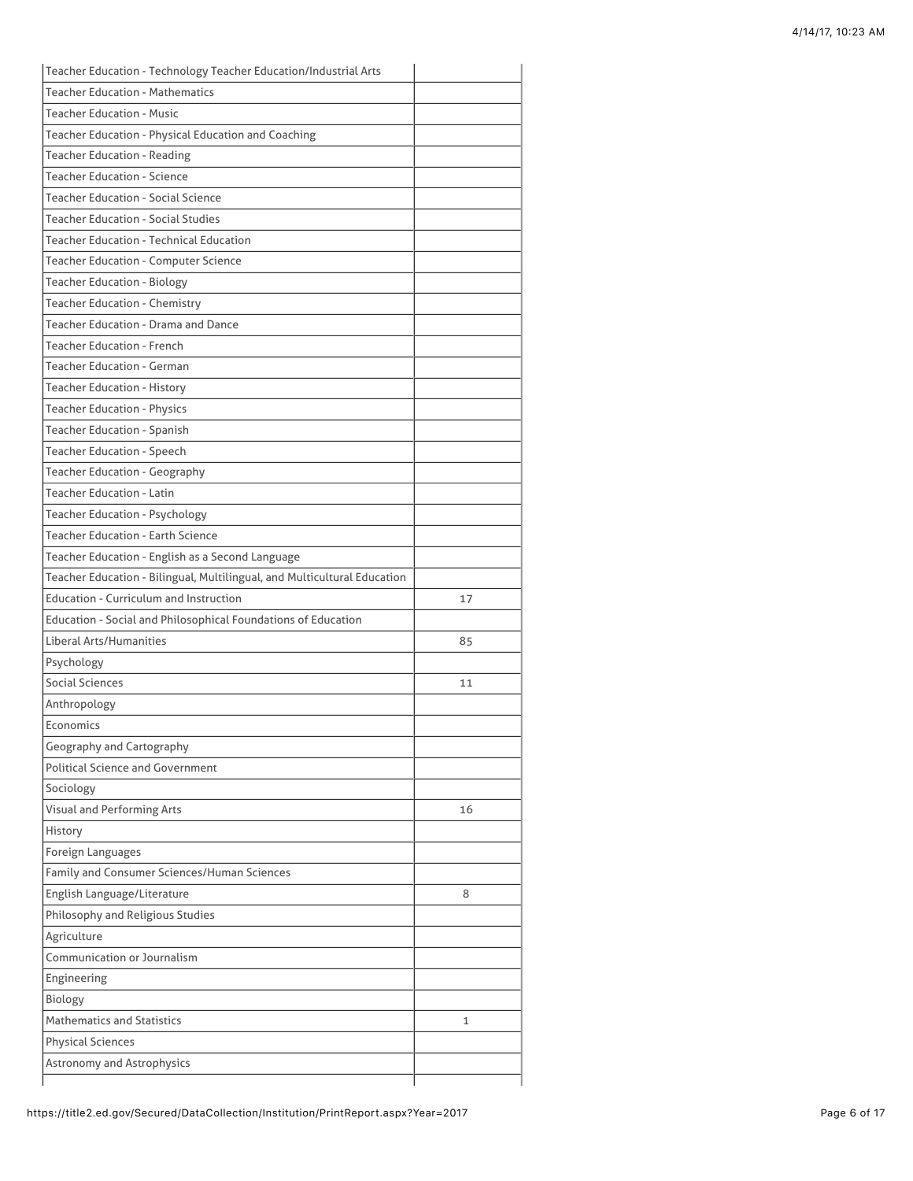| | |
|---|---|
| Teacher Education - Technology Teacher Education/Industrial Arts | |
| Teacher Education - Mathematics | |
| Teacher Education - Music | |
| Teacher Education - Physical Education and Coaching | |
| Teacher Education - Reading | |
| Teacher Education - Science | |
| Teacher Education - Social Science | |
| Teacher Education - Social Studies | |
| Teacher Education - Technical Education | |
| Teacher Education - Computer Science | |
| Teacher Education - Biology | |
| Teacher Education - Chemistry | |
| Teacher Education - Drama and Dance | |
| Teacher Education - French | |
| Teacher Education - German | |
| Teacher Education - History | |
| Teacher Education - Physics | |
| Teacher Education - Spanish | |
| Teacher Education - Speech | |
| Teacher Education - Geography | |
| Teacher Education - Latin | |
| Teacher Education - Psychology | |
| Teacher Education - Earth Science | |
| Teacher Education - English as a Second Language | |
| Teacher Education - Bilingual, Multilingual, and Multicultural Education | |
| Education - Curriculum and Instruction | 17 |
| Education - Social and Philosophical Foundations of Education | |
| Liberal Arts/Humanities | 85 |
| Psychology | |
| Social Sciences | 11 |
| Anthropology | |
| Economics | |
| Geography and Cartography | |
| Political Science and Government | |
| Sociology | |
| Visual and Performing Arts | 16 |
| History | |
| Foreign Languages | |
| Family and Consumer Sciences/Human Sciences | |
| English Language/Literature | 8 |
| Philosophy and Religious Studies | |
| Agriculture | |
| Communication or Journalism | |
| Engineering | |
| Biology | |
| Mathematics and Statistics | 1 |
| Physical Sciences | |
| Astronomy and Astrophysics | |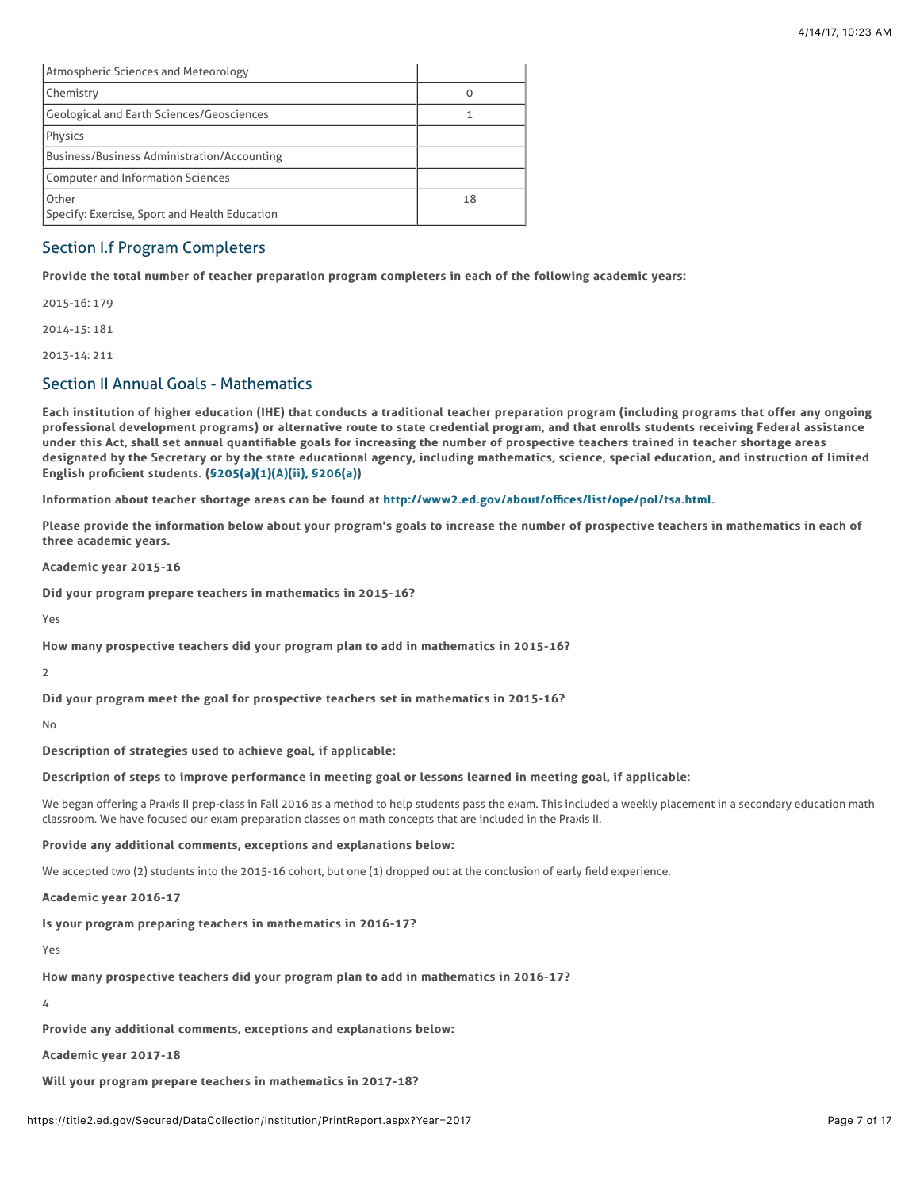| | |
|---|---|
| Atmospheric Sciences and Meteorology | |
| Chemistry | 0 |
| Geological and Earth Sciences/Geosciences | 1 |
| Physics | |
| Business/Business Administration/Accounting | |
| Computer and Information Sciences | |
| Other<br>Specify: Exercise, Sport and Health Education | 18 |

## Section I.f Program Completers

**Provide the total number of teacher preparation program completers in each of the following academic years:**

2015-16: 179

2014-15: 181

2013-14: 211

## Section II Annual Goals - Mathematics

**Each institution of higher education (IHE) that conducts a traditional teacher preparation program (including programs that offer any ongoing professional development programs) or alternative route to state credential program, and that enrolls students receiving Federal assistance under this Act, shall set annual quantifiable goals for increasing the number of prospective teachers trained in teacher shortage areas designated by the Secretary or by the state educational agency, including mathematics, science, special education, and instruction of limited English proficient students. (§205(a)(1)(A)(ii), §206(a))**

**Information about teacher shortage areas can be found at http://www2.ed.gov/about/offices/list/ope/pol/tsa.html.**

**Please provide the information below about your program's goals to increase the number of prospective teachers in mathematics in each of three academic years.**

**Academic year 2015-16**

**Did your program prepare teachers in mathematics in 2015-16?**

Yes

**How many prospective teachers did your program plan to add in mathematics in 2015-16?**

2

**Did your program meet the goal for prospective teachers set in mathematics in 2015-16?**

No

**Description of strategies used to achieve goal, if applicable:**

**Description of steps to improve performance in meeting goal or lessons learned in meeting goal, if applicable:**

We began offering a Praxis II prep-class in Fall 2016 as a method to help students pass the exam. This included a weekly placement in a secondary education math classroom. We have focused our exam preparation classes on math concepts that are included in the Praxis II.

**Provide any additional comments, exceptions and explanations below:**

We accepted two (2) students into the 2015-16 cohort, but one (1) dropped out at the conclusion of early field experience.

**Academic year 2016-17**

**Is your program preparing teachers in mathematics in 2016-17?**

Yes

**How many prospective teachers did your program plan to add in mathematics in 2016-17?**

4

**Provide any additional comments, exceptions and explanations below:**

**Academic year 2017-18**

**Will your program prepare teachers in mathematics in 2017-18?**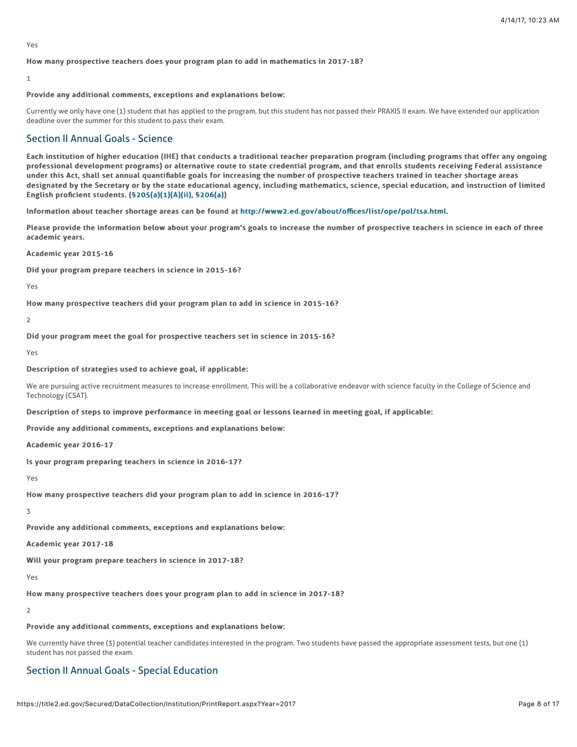Yes

**How many prospective teachers does your program plan to add in mathematics in 2017-18?**

1

**Provide any additional comments, exceptions and explanations below:**

Currently we only have one (1) student that has applied to the program, but this student has not passed their PRAXIS II exam. We have extended our application deadline over the summer for this student to pass their exam.

## Section II Annual Goals - Science

**Each institution of higher education (IHE) that conducts a traditional teacher preparation program (including programs that offer any ongoing professional development programs) or alternative route to state credential program, and that enrolls students receiving Federal assistance under this Act, shall set annual quantifiable goals for increasing the number of prospective teachers trained in teacher shortage areas designated by the Secretary or by the state educational agency, including mathematics, science, special education, and instruction of limited English proficient students. (§205(a)(1)(A)(ii), §206(a))**

**Information about teacher shortage areas can be found at http://www2.ed.gov/about/offices/list/ope/pol/tsa.html.**

**Please provide the information below about your program's goals to increase the number of prospective teachers in science in each of three academic years.**

**Academic year 2015-16**

**Did your program prepare teachers in science in 2015-16?**

Yes

**How many prospective teachers did your program plan to add in science in 2015-16?**

2

**Did your program meet the goal for prospective teachers set in science in 2015-16?**

Yes

**Description of strategies used to achieve goal, if applicable:**

We are pursuing active recruitment measures to increase enrollment. This will be a collaborative endeavor with science faculty in the College of Science and Technology (CSAT).

**Description of steps to improve performance in meeting goal or lessons learned in meeting goal, if applicable:**

**Provide any additional comments, exceptions and explanations below:**

**Academic year 2016-17**

**Is your program preparing teachers in science in 2016-17?**

Yes

**How many prospective teachers did your program plan to add in science in 2016-17?**

3

**Provide any additional comments, exceptions and explanations below:**

**Academic year 2017-18**

**Will your program prepare teachers in science in 2017-18?**

Yes

**How many prospective teachers does your program plan to add in science in 2017-18?**

2

**Provide any additional comments, exceptions and explanations below:**

We currently have three (3) potential teacher candidates interested in the program. Two students have passed the appropriate assessment tests, but one (1) student has not passed the exam.

## Section II Annual Goals - Special Education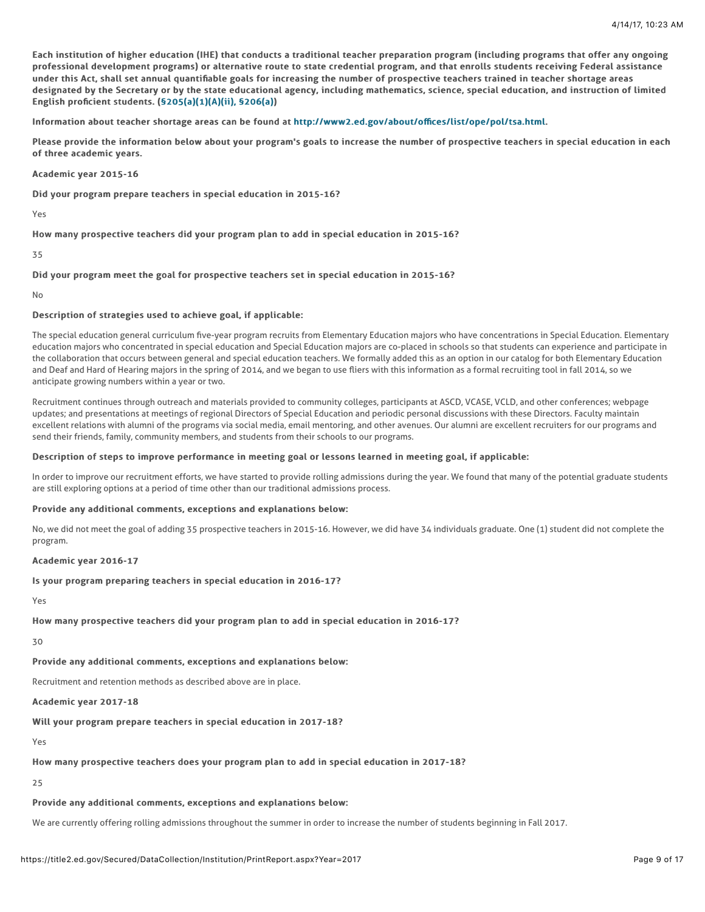**Each institution of higher education (IHE) that conducts a traditional teacher preparation program (including programs that offer any ongoing professional development programs) or alternative route to state credential program, and that enrolls students receiving Federal assistance under this Act, shall set annual quantifiable goals for increasing the number of prospective teachers trained in teacher shortage areas designated by the Secretary or by the state educational agency, including mathematics, science, special education, and instruction of limited English proficient students. (§205(a)(1)(A)(ii), §206(a))**

**Information about teacher shortage areas can be found at http://www2.ed.gov/about/offices/list/ope/pol/tsa.html.**

**Please provide the information below about your program's goals to increase the number of prospective teachers in special education in each of three academic years.**

**Academic year 2015-16**

**Did your program prepare teachers in special education in 2015-16?**

Yes

**How many prospective teachers did your program plan to add in special education in 2015-16?**

35

**Did your program meet the goal for prospective teachers set in special education in 2015-16?**

No

**Description of strategies used to achieve goal, if applicable:**

The special education general curriculum five-year program recruits from Elementary Education majors who have concentrations in Special Education. Elementary education majors who concentrated in special education and Special Education majors are co-placed in schools so that students can experience and participate in the collaboration that occurs between general and special education teachers. We formally added this as an option in our catalog for both Elementary Education and Deaf and Hard of Hearing majors in the spring of 2014, and we began to use fliers with this information as a formal recruiting tool in fall 2014, so we anticipate growing numbers within a year or two.

Recruitment continues through outreach and materials provided to community colleges, participants at ASCD, VCASE, VCLD, and other conferences; webpage updates; and presentations at meetings of regional Directors of Special Education and periodic personal discussions with these Directors. Faculty maintain excellent relations with alumni of the programs via social media, email mentoring, and other avenues. Our alumni are excellent recruiters for our programs and send their friends, family, community members, and students from their schools to our programs.

**Description of steps to improve performance in meeting goal or lessons learned in meeting goal, if applicable:**

In order to improve our recruitment efforts, we have started to provide rolling admissions during the year. We found that many of the potential graduate students are still exploring options at a period of time other than our traditional admissions process.

**Provide any additional comments, exceptions and explanations below:**

No, we did not meet the goal of adding 35 prospective teachers in 2015-16. However, we did have 34 individuals graduate. One (1) student did not complete the program.

**Academic year 2016-17**

**Is your program preparing teachers in special education in 2016-17?**

Yes

**How many prospective teachers did your program plan to add in special education in 2016-17?**

30

**Provide any additional comments, exceptions and explanations below:**

Recruitment and retention methods as described above are in place.

**Academic year 2017-18**

**Will your program prepare teachers in special education in 2017-18?**

Yes

**How many prospective teachers does your program plan to add in special education in 2017-18?**

25

**Provide any additional comments, exceptions and explanations below:**

We are currently offering rolling admissions throughout the summer in order to increase the number of students beginning in Fall 2017.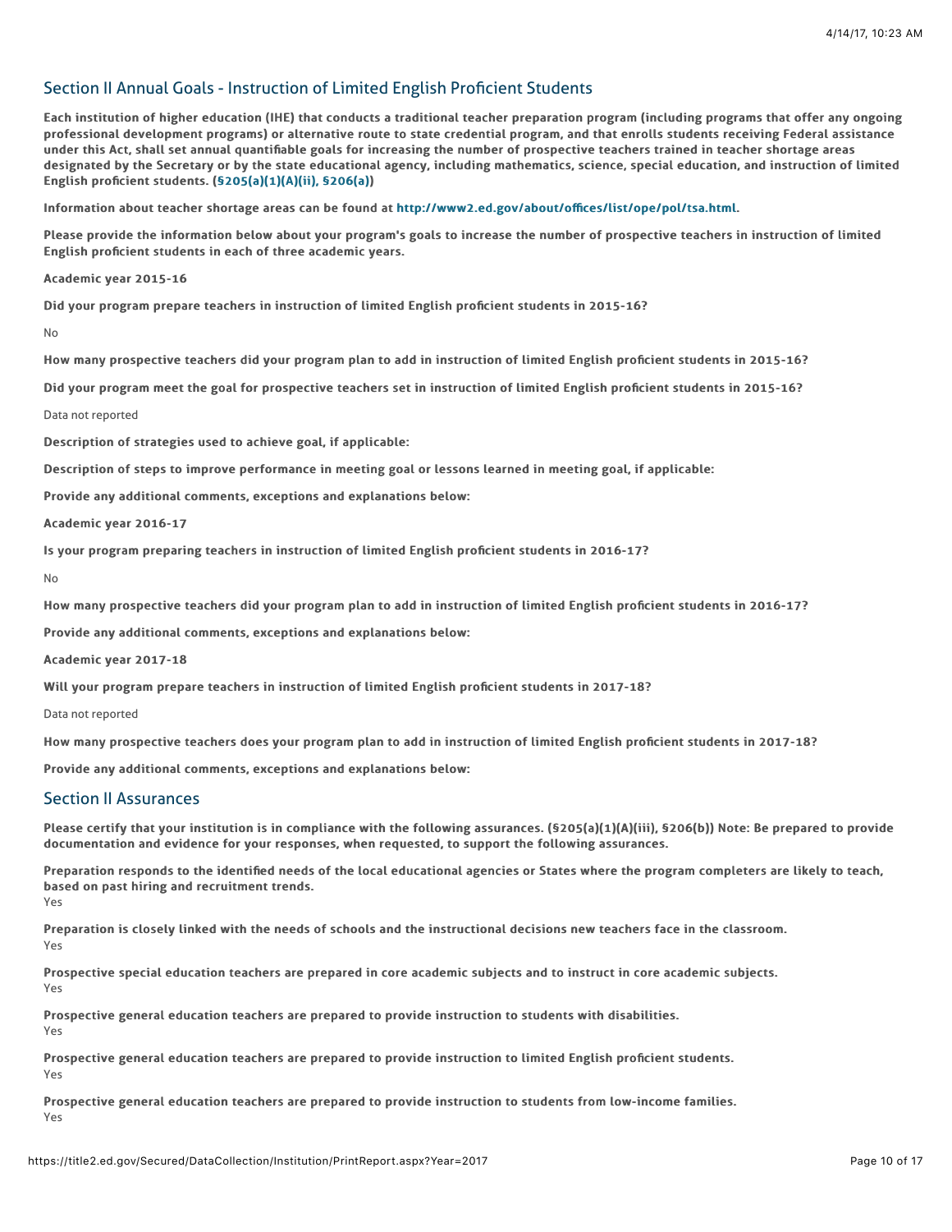## Section II Annual Goals - Instruction of Limited English Proficient Students

**Each institution of higher education (IHE) that conducts a traditional teacher preparation program (including programs that offer any ongoing professional development programs) or alternative route to state credential program, and that enrolls students receiving Federal assistance under this Act, shall set annual quantifiable goals for increasing the number of prospective teachers trained in teacher shortage areas designated by the Secretary or by the state educational agency, including mathematics, science, special education, and instruction of limited English proficient students. (§205(a)(1)(A)(ii), §206(a))**

**Information about teacher shortage areas can be found at http://www2.ed.gov/about/offices/list/ope/pol/tsa.html.**

**Please provide the information below about your program's goals to increase the number of prospective teachers in instruction of limited English proficient students in each of three academic years.**

**Academic year 2015-16**

**Did your program prepare teachers in instruction of limited English proficient students in 2015-16?**

No

**How many prospective teachers did your program plan to add in instruction of limited English proficient students in 2015-16?**

**Did your program meet the goal for prospective teachers set in instruction of limited English proficient students in 2015-16?**

Data not reported

**Description of strategies used to achieve goal, if applicable:**

**Description of steps to improve performance in meeting goal or lessons learned in meeting goal, if applicable:**

**Provide any additional comments, exceptions and explanations below:**

**Academic year 2016-17**

**Is your program preparing teachers in instruction of limited English proficient students in 2016-17?**

No

**How many prospective teachers did your program plan to add in instruction of limited English proficient students in 2016-17?**

**Provide any additional comments, exceptions and explanations below:**

**Academic year 2017-18**

**Will your program prepare teachers in instruction of limited English proficient students in 2017-18?**

Data not reported

**How many prospective teachers does your program plan to add in instruction of limited English proficient students in 2017-18?**

**Provide any additional comments, exceptions and explanations below:**

## Section II Assurances

**Please certify that your institution is in compliance with the following assurances. (§205(a)(1)(A)(iii), §206(b)) Note: Be prepared to provide documentation and evidence for your responses, when requested, to support the following assurances.**

**Preparation responds to the identified needs of the local educational agencies or States where the program completers are likely to teach, based on past hiring and recruitment trends.**
Yes

**Preparation is closely linked with the needs of schools and the instructional decisions new teachers face in the classroom.**
Yes

**Prospective special education teachers are prepared in core academic subjects and to instruct in core academic subjects.**
Yes

**Prospective general education teachers are prepared to provide instruction to students with disabilities.**
Yes

**Prospective general education teachers are prepared to provide instruction to limited English proficient students.**
Yes

**Prospective general education teachers are prepared to provide instruction to students from low-income families.**
Yes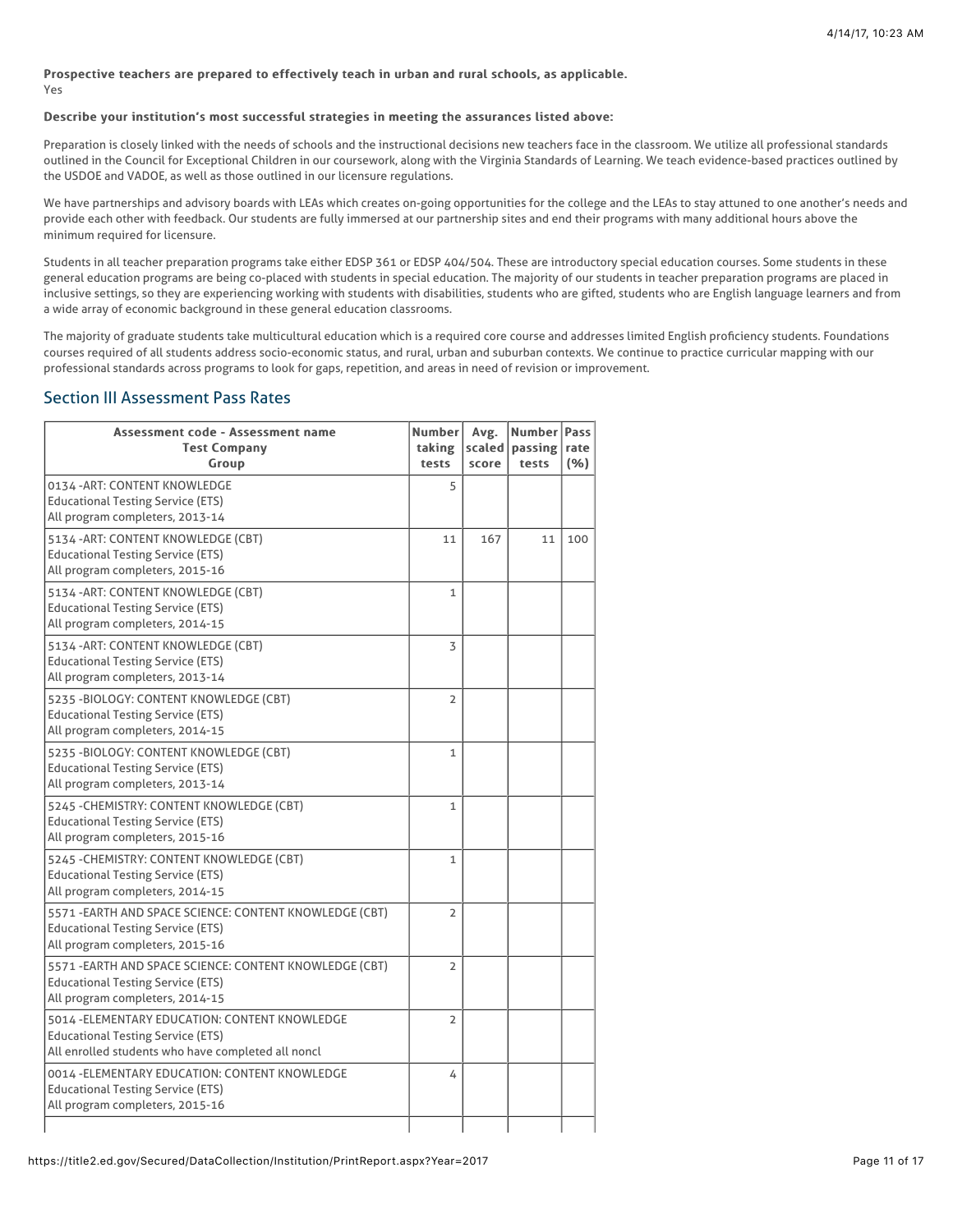**Prospective teachers are prepared to effectively teach in urban and rural schools, as applicable.**
Yes

**Describe your institution's most successful strategies in meeting the assurances listed above:**

Preparation is closely linked with the needs of schools and the instructional decisions new teachers face in the classroom. We utilize all professional standards outlined in the Council for Exceptional Children in our coursework, along with the Virginia Standards of Learning. We teach evidence-based practices outlined by the USDOE and VADOE, as well as those outlined in our licensure regulations.

We have partnerships and advisory boards with LEAs which creates on-going opportunities for the college and the LEAs to stay attuned to one another's needs and provide each other with feedback. Our students are fully immersed at our partnership sites and end their programs with many additional hours above the minimum required for licensure.

Students in all teacher preparation programs take either EDSP 361 or EDSP 404/504. These are introductory special education courses. Some students in these general education programs are being co-placed with students in special education. The majority of our students in teacher preparation programs are placed in inclusive settings, so they are experiencing working with students with disabilities, students who are gifted, students who are English language learners and from a wide array of economic background in these general education classrooms.

The majority of graduate students take multicultural education which is a required core course and addresses limited English proficiency students. Foundations courses required of all students address socio-economic status, and rural, urban and suburban contexts. We continue to practice curricular mapping with our professional standards across programs to look for gaps, repetition, and areas in need of revision or improvement.

## Section III Assessment Pass Rates

| Assessment code - Assessment name<br>Test Company<br>Group | Number taking tests | Avg. scaled score | Number passing tests | Pass rate (%) |
|---|---|---|---|---|
| 0134 -ART: CONTENT KNOWLEDGE<br>Educational Testing Service (ETS)<br>All program completers, 2013-14 | 5 | | | |
| 5134 -ART: CONTENT KNOWLEDGE (CBT)<br>Educational Testing Service (ETS)<br>All program completers, 2015-16 | 11 | 167 | 11 | 100 |
| 5134 -ART: CONTENT KNOWLEDGE (CBT)<br>Educational Testing Service (ETS)<br>All program completers, 2014-15 | 1 | | | |
| 5134 -ART: CONTENT KNOWLEDGE (CBT)<br>Educational Testing Service (ETS)<br>All program completers, 2013-14 | 3 | | | |
| 5235 -BIOLOGY: CONTENT KNOWLEDGE (CBT)<br>Educational Testing Service (ETS)<br>All program completers, 2014-15 | 2 | | | |
| 5235 -BIOLOGY: CONTENT KNOWLEDGE (CBT)<br>Educational Testing Service (ETS)<br>All program completers, 2013-14 | 1 | | | |
| 5245 -CHEMISTRY: CONTENT KNOWLEDGE (CBT)<br>Educational Testing Service (ETS)<br>All program completers, 2015-16 | 1 | | | |
| 5245 -CHEMISTRY: CONTENT KNOWLEDGE (CBT)<br>Educational Testing Service (ETS)<br>All program completers, 2014-15 | 1 | | | |
| 5571 -EARTH AND SPACE SCIENCE: CONTENT KNOWLEDGE (CBT)<br>Educational Testing Service (ETS)<br>All program completers, 2015-16 | 2 | | | |
| 5571 -EARTH AND SPACE SCIENCE: CONTENT KNOWLEDGE (CBT)<br>Educational Testing Service (ETS)<br>All program completers, 2014-15 | 2 | | | |
| 5014 -ELEMENTARY EDUCATION: CONTENT KNOWLEDGE<br>Educational Testing Service (ETS)<br>All enrolled students who have completed all noncl | 2 | | | |
| 0014 -ELEMENTARY EDUCATION: CONTENT KNOWLEDGE<br>Educational Testing Service (ETS)<br>All program completers, 2015-16 | 4 | | | |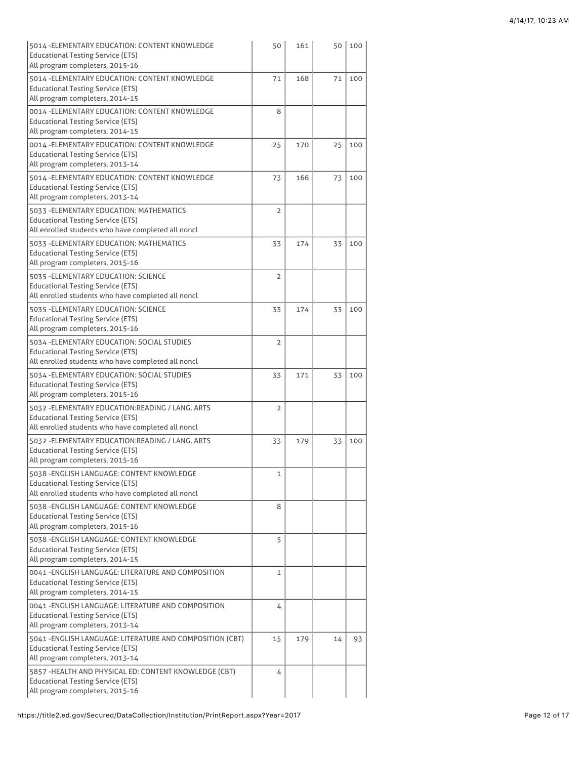| | | | | |
|---|---|---|---|---|
| 5014 -ELEMENTARY EDUCATION: CONTENT KNOWLEDGE<br>Educational Testing Service (ETS)<br>All program completers, 2015-16 | 50 | 161 | 50 | 100 |
| 5014 -ELEMENTARY EDUCATION: CONTENT KNOWLEDGE<br>Educational Testing Service (ETS)<br>All program completers, 2014-15 | 71 | 168 | 71 | 100 |
| 0014 -ELEMENTARY EDUCATION: CONTENT KNOWLEDGE<br>Educational Testing Service (ETS)<br>All program completers, 2014-15 | 8 | | | |
| 0014 -ELEMENTARY EDUCATION: CONTENT KNOWLEDGE<br>Educational Testing Service (ETS)<br>All program completers, 2013-14 | 25 | 170 | 25 | 100 |
| 5014 -ELEMENTARY EDUCATION: CONTENT KNOWLEDGE<br>Educational Testing Service (ETS)<br>All program completers, 2013-14 | 73 | 166 | 73 | 100 |
| 5033 -ELEMENTARY EDUCATION: MATHEMATICS<br>Educational Testing Service (ETS)<br>All enrolled students who have completed all noncl | 2 | | | |
| 5033 -ELEMENTARY EDUCATION: MATHEMATICS<br>Educational Testing Service (ETS)<br>All program completers, 2015-16 | 33 | 174 | 33 | 100 |
| 5035 -ELEMENTARY EDUCATION: SCIENCE<br>Educational Testing Service (ETS)<br>All enrolled students who have completed all noncl | 2 | | | |
| 5035 -ELEMENTARY EDUCATION: SCIENCE<br>Educational Testing Service (ETS)<br>All program completers, 2015-16 | 33 | 174 | 33 | 100 |
| 5034 -ELEMENTARY EDUCATION: SOCIAL STUDIES<br>Educational Testing Service (ETS)<br>All enrolled students who have completed all noncl | 2 | | | |
| 5034 -ELEMENTARY EDUCATION: SOCIAL STUDIES<br>Educational Testing Service (ETS)<br>All program completers, 2015-16 | 33 | 171 | 33 | 100 |
| 5032 -ELEMENTARY EDUCATION:READING / LANG. ARTS<br>Educational Testing Service (ETS)<br>All enrolled students who have completed all noncl | 2 | | | |
| 5032 -ELEMENTARY EDUCATION:READING / LANG. ARTS<br>Educational Testing Service (ETS)<br>All program completers, 2015-16 | 33 | 179 | 33 | 100 |
| 5038 -ENGLISH LANGUAGE: CONTENT KNOWLEDGE<br>Educational Testing Service (ETS)<br>All enrolled students who have completed all noncl | 1 | | | |
| 5038 -ENGLISH LANGUAGE: CONTENT KNOWLEDGE<br>Educational Testing Service (ETS)<br>All program completers, 2015-16 | 8 | | | |
| 5038 -ENGLISH LANGUAGE: CONTENT KNOWLEDGE<br>Educational Testing Service (ETS)<br>All program completers, 2014-15 | 5 | | | |
| 0041 -ENGLISH LANGUAGE: LITERATURE AND COMPOSITION<br>Educational Testing Service (ETS)<br>All program completers, 2014-15 | 1 | | | |
| 0041 -ENGLISH LANGUAGE: LITERATURE AND COMPOSITION<br>Educational Testing Service (ETS)<br>All program completers, 2013-14 | 4 | | | |
| 5041 -ENGLISH LANGUAGE: LITERATURE AND COMPOSITION (CBT)<br>Educational Testing Service (ETS)<br>All program completers, 2013-14 | 15 | 179 | 14 | 93 |
| 5857 -HEALTH AND PHYSICAL ED: CONTENT KNOWLEDGE (CBT)<br>Educational Testing Service (ETS)<br>All program completers, 2015-16 | 4 | | | |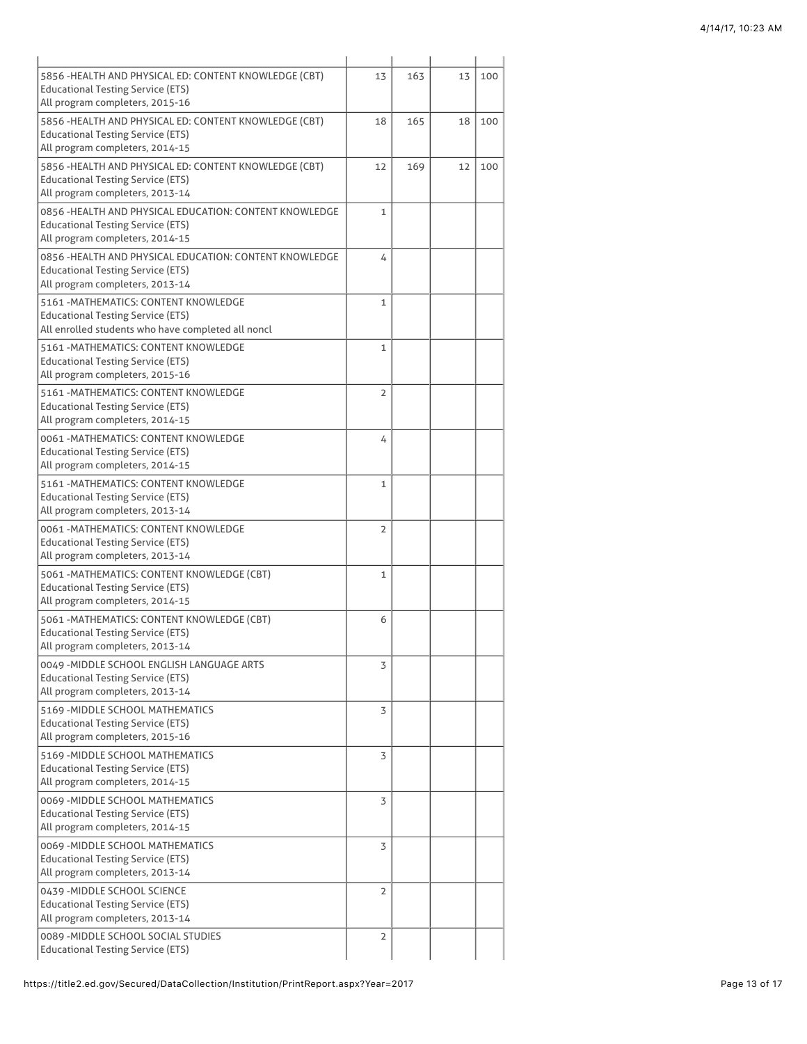| | | | | |
|---|---|---|---|---|
| 5856 -HEALTH AND PHYSICAL ED: CONTENT KNOWLEDGE (CBT)<br>Educational Testing Service (ETS)<br>All program completers, 2015-16 | 13 | 163 | 13 | 100 |
| 5856 -HEALTH AND PHYSICAL ED: CONTENT KNOWLEDGE (CBT)<br>Educational Testing Service (ETS)<br>All program completers, 2014-15 | 18 | 165 | 18 | 100 |
| 5856 -HEALTH AND PHYSICAL ED: CONTENT KNOWLEDGE (CBT)<br>Educational Testing Service (ETS)<br>All program completers, 2013-14 | 12 | 169 | 12 | 100 |
| 0856 -HEALTH AND PHYSICAL EDUCATION: CONTENT KNOWLEDGE<br>Educational Testing Service (ETS)<br>All program completers, 2014-15 | 1 | | | |
| 0856 -HEALTH AND PHYSICAL EDUCATION: CONTENT KNOWLEDGE<br>Educational Testing Service (ETS)<br>All program completers, 2013-14 | 4 | | | |
| 5161 -MATHEMATICS: CONTENT KNOWLEDGE<br>Educational Testing Service (ETS)<br>All enrolled students who have completed all noncl | 1 | | | |
| 5161 -MATHEMATICS: CONTENT KNOWLEDGE<br>Educational Testing Service (ETS)<br>All program completers, 2015-16 | 1 | | | |
| 5161 -MATHEMATICS: CONTENT KNOWLEDGE<br>Educational Testing Service (ETS)<br>All program completers, 2014-15 | 2 | | | |
| 0061 -MATHEMATICS: CONTENT KNOWLEDGE<br>Educational Testing Service (ETS)<br>All program completers, 2014-15 | 4 | | | |
| 5161 -MATHEMATICS: CONTENT KNOWLEDGE<br>Educational Testing Service (ETS)<br>All program completers, 2013-14 | 1 | | | |
| 0061 -MATHEMATICS: CONTENT KNOWLEDGE<br>Educational Testing Service (ETS)<br>All program completers, 2013-14 | 2 | | | |
| 5061 -MATHEMATICS: CONTENT KNOWLEDGE (CBT)<br>Educational Testing Service (ETS)<br>All program completers, 2014-15 | 1 | | | |
| 5061 -MATHEMATICS: CONTENT KNOWLEDGE (CBT)<br>Educational Testing Service (ETS)<br>All program completers, 2013-14 | 6 | | | |
| 0049 -MIDDLE SCHOOL ENGLISH LANGUAGE ARTS<br>Educational Testing Service (ETS)<br>All program completers, 2013-14 | 3 | | | |
| 5169 -MIDDLE SCHOOL MATHEMATICS<br>Educational Testing Service (ETS)<br>All program completers, 2015-16 | 3 | | | |
| 5169 -MIDDLE SCHOOL MATHEMATICS<br>Educational Testing Service (ETS)<br>All program completers, 2014-15 | 3 | | | |
| 0069 -MIDDLE SCHOOL MATHEMATICS<br>Educational Testing Service (ETS)<br>All program completers, 2014-15 | 3 | | | |
| 0069 -MIDDLE SCHOOL MATHEMATICS<br>Educational Testing Service (ETS)<br>All program completers, 2013-14 | 3 | | | |
| 0439 -MIDDLE SCHOOL SCIENCE<br>Educational Testing Service (ETS)<br>All program completers, 2013-14 | 2 | | | |
| 0089 -MIDDLE SCHOOL SOCIAL STUDIES<br>Educational Testing Service (ETS) | 2 | | | |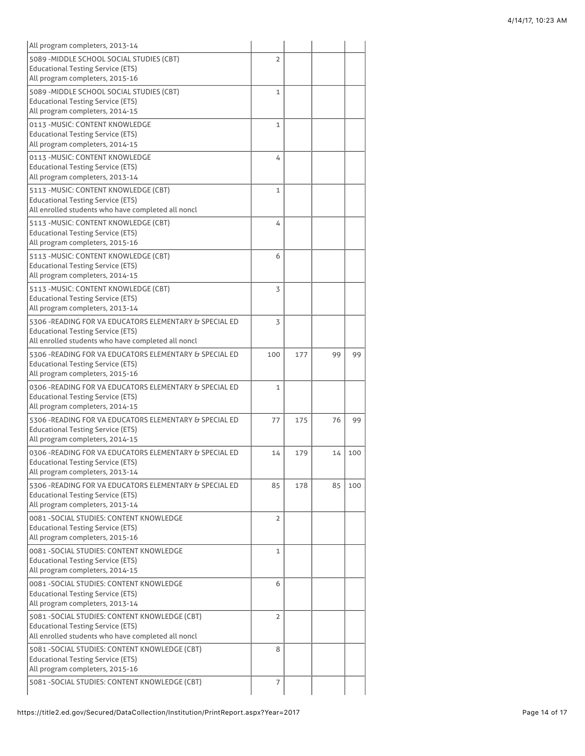| | | | | |
|---|---|---|---|---|
| All program completers, 2013-14 | | | | |
| 5089 -MIDDLE SCHOOL SOCIAL STUDIES (CBT)<br>Educational Testing Service (ETS)<br>All program completers, 2015-16 | 2 | | | |
| 5089 -MIDDLE SCHOOL SOCIAL STUDIES (CBT)<br>Educational Testing Service (ETS)<br>All program completers, 2014-15 | 1 | | | |
| 0113 -MUSIC: CONTENT KNOWLEDGE<br>Educational Testing Service (ETS)<br>All program completers, 2014-15 | 1 | | | |
| 0113 -MUSIC: CONTENT KNOWLEDGE<br>Educational Testing Service (ETS)<br>All program completers, 2013-14 | 4 | | | |
| 5113 -MUSIC: CONTENT KNOWLEDGE (CBT)<br>Educational Testing Service (ETS)<br>All enrolled students who have completed all noncl | 1 | | | |
| 5113 -MUSIC: CONTENT KNOWLEDGE (CBT)<br>Educational Testing Service (ETS)<br>All program completers, 2015-16 | 4 | | | |
| 5113 -MUSIC: CONTENT KNOWLEDGE (CBT)<br>Educational Testing Service (ETS)<br>All program completers, 2014-15 | 6 | | | |
| 5113 -MUSIC: CONTENT KNOWLEDGE (CBT)<br>Educational Testing Service (ETS)<br>All program completers, 2013-14 | 3 | | | |
| 5306 -READING FOR VA EDUCATORS ELEMENTARY & SPECIAL ED<br>Educational Testing Service (ETS)<br>All enrolled students who have completed all noncl | 3 | | | |
| 5306 -READING FOR VA EDUCATORS ELEMENTARY & SPECIAL ED<br>Educational Testing Service (ETS)<br>All program completers, 2015-16 | 100 | 177 | 99 | 99 |
| 0306 -READING FOR VA EDUCATORS ELEMENTARY & SPECIAL ED<br>Educational Testing Service (ETS)<br>All program completers, 2014-15 | 1 | | | |
| 5306 -READING FOR VA EDUCATORS ELEMENTARY & SPECIAL ED<br>Educational Testing Service (ETS)<br>All program completers, 2014-15 | 77 | 175 | 76 | 99 |
| 0306 -READING FOR VA EDUCATORS ELEMENTARY & SPECIAL ED<br>Educational Testing Service (ETS)<br>All program completers, 2013-14 | 14 | 179 | 14 | 100 |
| 5306 -READING FOR VA EDUCATORS ELEMENTARY & SPECIAL ED<br>Educational Testing Service (ETS)<br>All program completers, 2013-14 | 85 | 178 | 85 | 100 |
| 0081 -SOCIAL STUDIES: CONTENT KNOWLEDGE<br>Educational Testing Service (ETS)<br>All program completers, 2015-16 | 2 | | | |
| 0081 -SOCIAL STUDIES: CONTENT KNOWLEDGE<br>Educational Testing Service (ETS)<br>All program completers, 2014-15 | 1 | | | |
| 0081 -SOCIAL STUDIES: CONTENT KNOWLEDGE<br>Educational Testing Service (ETS)<br>All program completers, 2013-14 | 6 | | | |
| 5081 -SOCIAL STUDIES: CONTENT KNOWLEDGE (CBT)<br>Educational Testing Service (ETS)<br>All enrolled students who have completed all noncl | 2 | | | |
| 5081 -SOCIAL STUDIES: CONTENT KNOWLEDGE (CBT)<br>Educational Testing Service (ETS)<br>All program completers, 2015-16 | 8 | | | |
| 5081 -SOCIAL STUDIES: CONTENT KNOWLEDGE (CBT) | 7 | | | |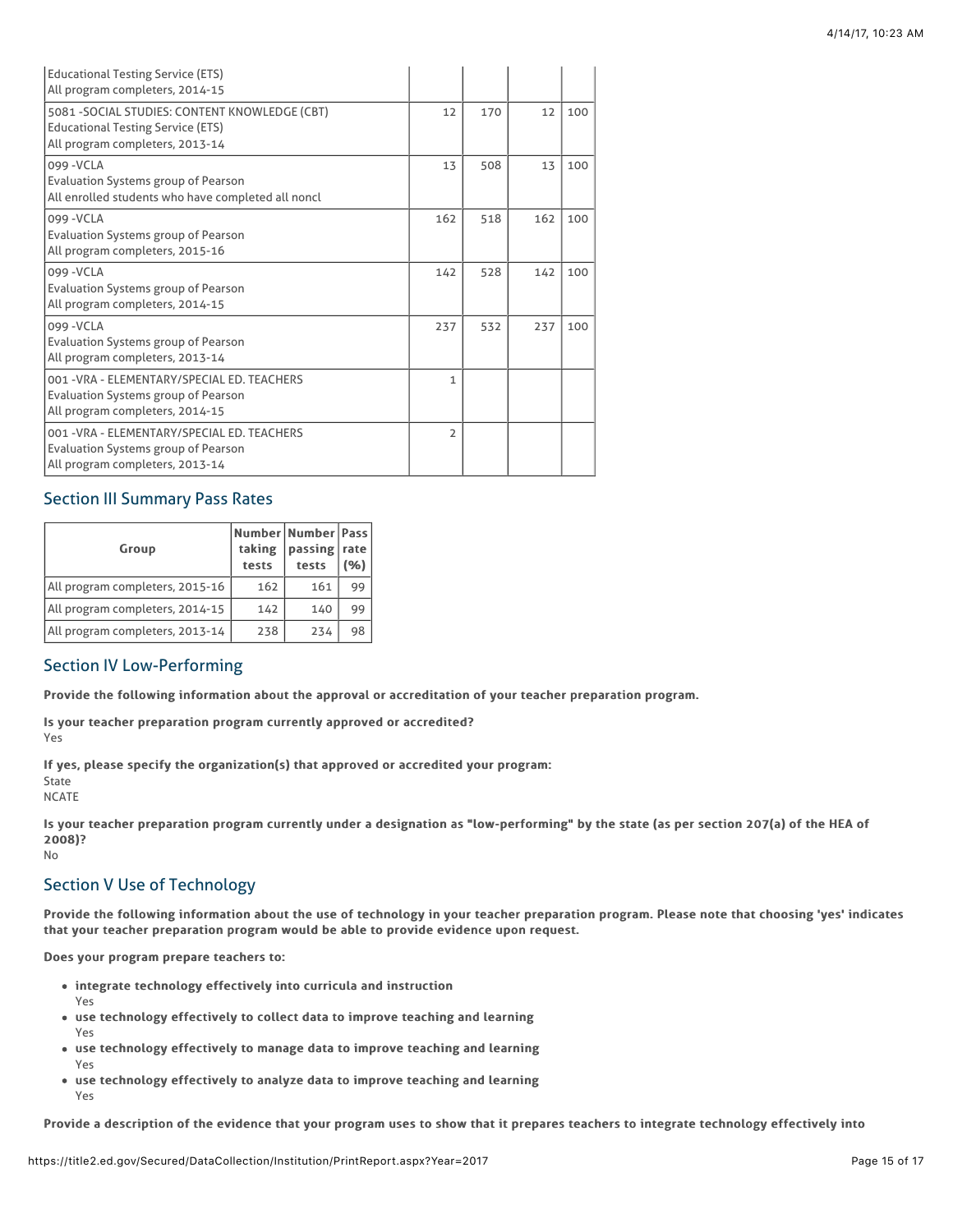| | | | | |
|---|---|---|---|---|
| Educational Testing Service (ETS)<br>All program completers, 2014-15 | | | | |
| 5081 -SOCIAL STUDIES: CONTENT KNOWLEDGE (CBT)<br>Educational Testing Service (ETS)<br>All program completers, 2013-14 | 12 | 170 | 12 | 100 |
| 099 -VCLA<br>Evaluation Systems group of Pearson<br>All enrolled students who have completed all noncl | 13 | 508 | 13 | 100 |
| 099 -VCLA<br>Evaluation Systems group of Pearson<br>All program completers, 2015-16 | 162 | 518 | 162 | 100 |
| 099 -VCLA<br>Evaluation Systems group of Pearson<br>All program completers, 2014-15 | 142 | 528 | 142 | 100 |
| 099 -VCLA<br>Evaluation Systems group of Pearson<br>All program completers, 2013-14 | 237 | 532 | 237 | 100 |
| 001 -VRA - ELEMENTARY/SPECIAL ED. TEACHERS<br>Evaluation Systems group of Pearson<br>All program completers, 2014-15 | 1 | | | |
| 001 -VRA - ELEMENTARY/SPECIAL ED. TEACHERS<br>Evaluation Systems group of Pearson<br>All program completers, 2013-14 | 2 | | | |

## Section III Summary Pass Rates

| Group | Number taking tests | Number passing tests | Pass rate (%) |
|---|---|---|---|
| All program completers, 2015-16 | 162 | 161 | 99 |
| All program completers, 2014-15 | 142 | 140 | 99 |
| All program completers, 2013-14 | 238 | 234 | 98 |

## Section IV Low-Performing

**Provide the following information about the approval or accreditation of your teacher preparation program.**

**Is your teacher preparation program currently approved or accredited?**
Yes

**If yes, please specify the organization(s) that approved or accredited your program:**
State
NCATE

**Is your teacher preparation program currently under a designation as "low-performing" by the state (as per section 207(a) of the HEA of 2008)?**
No

## Section V Use of Technology

**Provide the following information about the use of technology in your teacher preparation program. Please note that choosing 'yes' indicates that your teacher preparation program would be able to provide evidence upon request.**

**Does your program prepare teachers to:**

- **integrate technology effectively into curricula and instruction**
  Yes
- **use technology effectively to collect data to improve teaching and learning**
  Yes
- **use technology effectively to manage data to improve teaching and learning**
  Yes
- **use technology effectively to analyze data to improve teaching and learning**
  Yes

**Provide a description of the evidence that your program uses to show that it prepares teachers to integrate technology effectively into**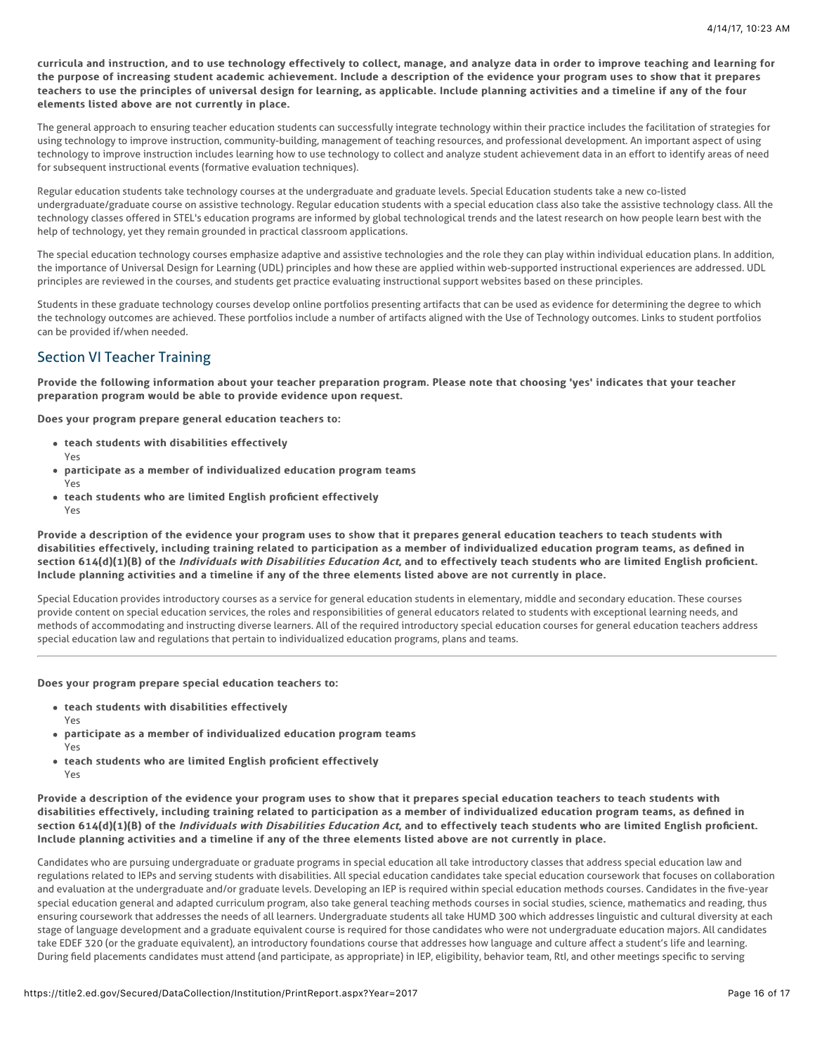**curricula and instruction, and to use technology effectively to collect, manage, and analyze data in order to improve teaching and learning for the purpose of increasing student academic achievement. Include a description of the evidence your program uses to show that it prepares teachers to use the principles of universal design for learning, as applicable. Include planning activities and a timeline if any of the four elements listed above are not currently in place.**

The general approach to ensuring teacher education students can successfully integrate technology within their practice includes the facilitation of strategies for using technology to improve instruction, community-building, management of teaching resources, and professional development. An important aspect of using technology to improve instruction includes learning how to use technology to collect and analyze student achievement data in an effort to identify areas of need for subsequent instructional events (formative evaluation techniques).

Regular education students take technology courses at the undergraduate and graduate levels. Special Education students take a new co-listed undergraduate/graduate course on assistive technology. Regular education students with a special education class also take the assistive technology class. All the technology classes offered in STEL's education programs are informed by global technological trends and the latest research on how people learn best with the help of technology, yet they remain grounded in practical classroom applications.

The special education technology courses emphasize adaptive and assistive technologies and the role they can play within individual education plans. In addition, the importance of Universal Design for Learning (UDL) principles and how these are applied within web-supported instructional experiences are addressed. UDL principles are reviewed in the courses, and students get practice evaluating instructional support websites based on these principles.

Students in these graduate technology courses develop online portfolios presenting artifacts that can be used as evidence for determining the degree to which the technology outcomes are achieved. These portfolios include a number of artifacts aligned with the Use of Technology outcomes. Links to student portfolios can be provided if/when needed.

## Section VI Teacher Training

**Provide the following information about your teacher preparation program. Please note that choosing 'yes' indicates that your teacher preparation program would be able to provide evidence upon request.**

**Does your program prepare general education teachers to:**

- **teach students with disabilities effectively**
  Yes
- **participate as a member of individualized education program teams**
  Yes
- **teach students who are limited English proficient effectively**
  Yes

**Provide a description of the evidence your program uses to show that it prepares general education teachers to teach students with disabilities effectively, including training related to participation as a member of individualized education program teams, as defined in section 614(d)(1)(B) of the *Individuals with Disabilities Education Act*, and to effectively teach students who are limited English proficient. Include planning activities and a timeline if any of the three elements listed above are not currently in place.**

Special Education provides introductory courses as a service for general education students in elementary, middle and secondary education. These courses provide content on special education services, the roles and responsibilities of general educators related to students with exceptional learning needs, and methods of accommodating and instructing diverse learners. All of the required introductory special education courses for general education teachers address special education law and regulations that pertain to individualized education programs, plans and teams.

---

**Does your program prepare special education teachers to:**

- **teach students with disabilities effectively**
  Yes
- **participate as a member of individualized education program teams**
  Yes
- **teach students who are limited English proficient effectively**
  Yes

**Provide a description of the evidence your program uses to show that it prepares special education teachers to teach students with disabilities effectively, including training related to participation as a member of individualized education program teams, as defined in section 614(d)(1)(B) of the *Individuals with Disabilities Education Act*, and to effectively teach students who are limited English proficient. Include planning activities and a timeline if any of the three elements listed above are not currently in place.**

Candidates who are pursuing undergraduate or graduate programs in special education all take introductory classes that address special education law and regulations related to IEPs and serving students with disabilities. All special education candidates take special education coursework that focuses on collaboration and evaluation at the undergraduate and/or graduate levels. Developing an IEP is required within special education methods courses. Candidates in the five-year special education general and adapted curriculum program, also take general teaching methods courses in social studies, science, mathematics and reading, thus ensuring coursework that addresses the needs of all learners. Undergraduate students all take HUMD 300 which addresses linguistic and cultural diversity at each stage of language development and a graduate equivalent course is required for those candidates who were not undergraduate education majors. All candidates take EDEF 320 (or the graduate equivalent), an introductory foundations course that addresses how language and culture affect a student's life and learning. During field placements candidates must attend (and participate, as appropriate) in IEP, eligibility, behavior team, RtI, and other meetings specific to serving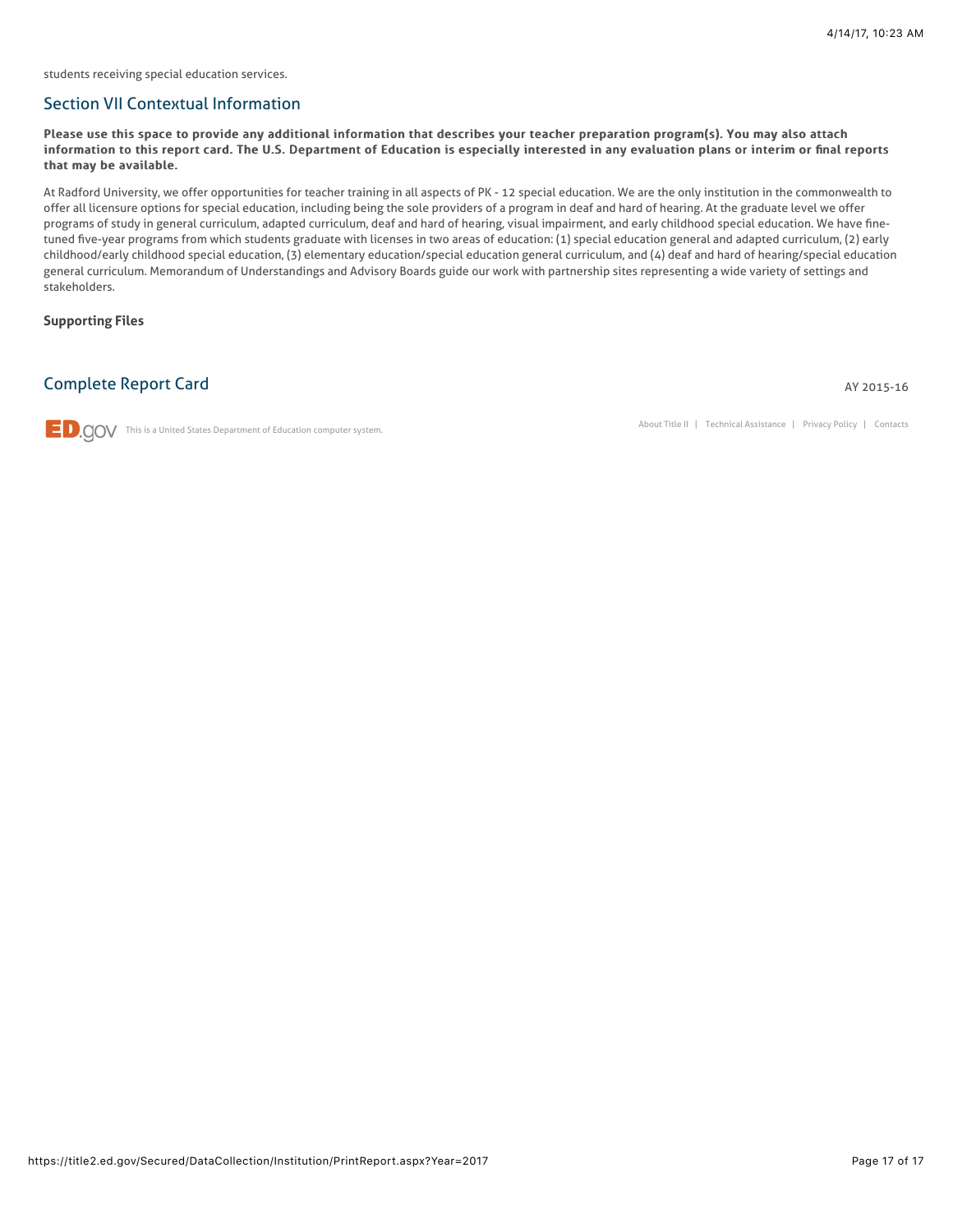students receiving special education services.

## Section VII Contextual Information

**Please use this space to provide any additional information that describes your teacher preparation program(s). You may also attach information to this report card. The U.S. Department of Education is especially interested in any evaluation plans or interim or final reports that may be available.**

At Radford University, we offer opportunities for teacher training in all aspects of PK - 12 special education. We are the only institution in the commonwealth to offer all licensure options for special education, including being the sole providers of a program in deaf and hard of hearing. At the graduate level we offer programs of study in general curriculum, adapted curriculum, deaf and hard of hearing, visual impairment, and early childhood special education. We have fine-tuned five-year programs from which students graduate with licenses in two areas of education: (1) special education general and adapted curriculum, (2) early childhood/early childhood special education, (3) elementary education/special education general curriculum, and (4) deaf and hard of hearing/special education general curriculum. Memorandum of Understandings and Advisory Boards guide our work with partnership sites representing a wide variety of settings and stakeholders.

**Supporting Files**

## Complete Report Card

AY 2015-16